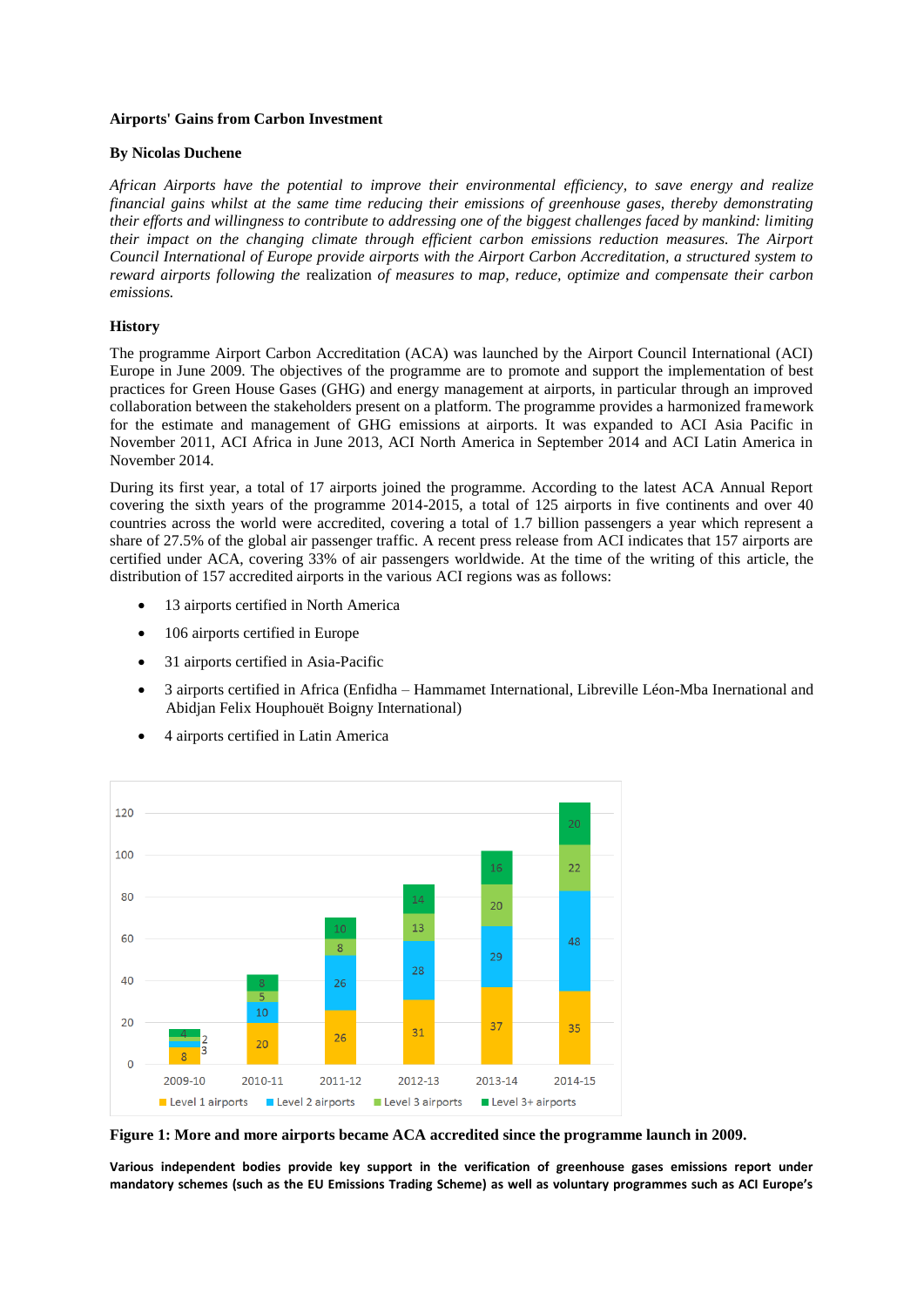**Airports' Gains from Carbon Investment**

**By Nicolas Duchene**

*African Airports have the potential to improve their environmental efficiency, to save energy and realize financial gains whilst at the same time reducing their emissions of greenhouse gases, thereby demonstrating their efforts and willingness to contribute to addressing one of the biggest challenges faced by mankind: limiting their impact on the changing climate through efficient carbon emissions reduction measures. The Airport Council International of Europe provide airports with the Airport Carbon Accreditation, a structured system to reward airports following the realization of measures to map, reduce, optimize and compensate their carbon emissions.*

**History**

The programme Airport Carbon Accreditation (ACA) was launched by the Airport Council International (ACI) Europe in June 2009. The objectives of the programme are to promote and support the implementation of best practices for Green House Gases (GHG) and energy management at airports, in particular through an improved collaboration between the stakeholders present on a platform. The programme provides a harmonized framework for the estimate and management of GHG emissions at airports. It was expanded to ACI Asia Pacific in November 2011, ACI Africa in June 2013, ACI North America in September 2014 and ACI Latin America in November 2014.

During its first year, a total of 17 airports joined the programme. According to the latest ACA Annual Report covering the sixth years of the programme 2014-2015, a total of 125 airports in five continents and over 40 countries across the world were accredited, covering a total of 1.7 billion passengers a year which represent a share of 27.5% of the global air passenger traffic. A recent press release from ACI indicates that 157 airports are certified under ACA, covering 33% of air passengers worldwide. At the time of the writing of this article, the distribution of 157 accredited airports in the various ACI regions was as follows:

- 13 airports certified in North America
- 106 airports certified in Europe
- 31 airports certified in Asia-Pacific
- 3 airports certified in Africa (Enfidha – Hammamet International, Libreville Léon-Mba Inernational and Abidjan Felix Houphouët Boigny International)
- 4 airports certified in Latin America

| | 2009-10 | 2010-11 | 2011-12 | 2012-13 | 2013-14 | 2014-15 |
|---|---|---|---|---|---|---|
| Level 1 airports | 8 | 20 | 26 | 31 | 37 | 35 |
| Level 2 airports | 3 | 10 | 26 | 28 | 29 | 48 |
| Level 3 airports | 2 | 5 | 8 | 13 | 20 | 22 |
| Level 3+ airports | 4 | 8 | 10 | 14 | 16 | 20 |

**Figure 1: More and more airports became ACA accredited since the programme launch in 2009.**

**Various independent bodies provide key support in the verification of greenhouse gases emissions report under mandatory schemes (such as the EU Emissions Trading Scheme) as well as voluntary programmes such as ACI Europe's**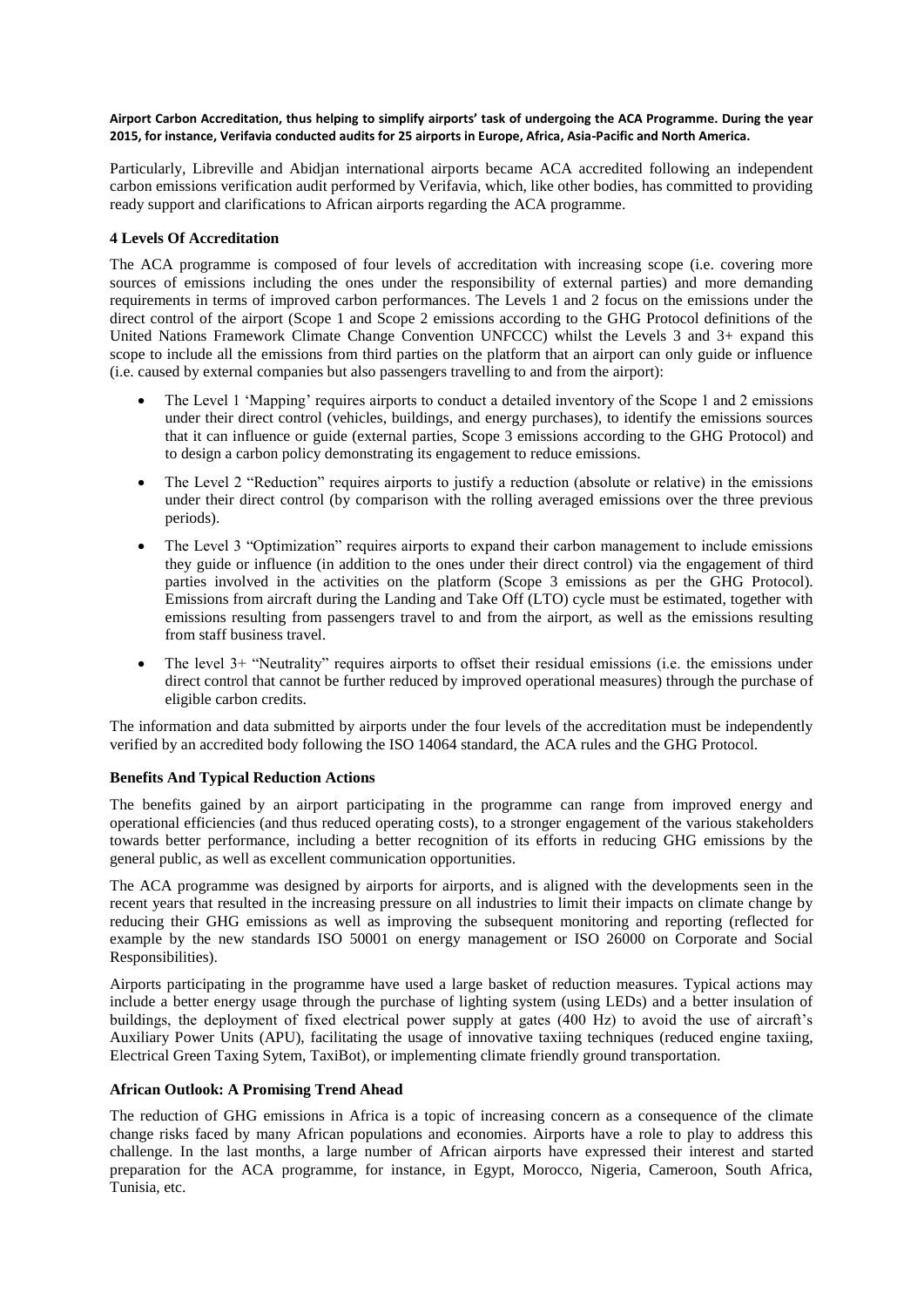**Airport Carbon Accreditation, thus helping to simplify airports' task of undergoing the ACA Programme. During the year 2015, for instance, Verifavia conducted audits for 25 airports in Europe, Africa, Asia-Pacific and North America.**

Particularly, Libreville and Abidjan international airports became ACA accredited following an independent carbon emissions verification audit performed by Verifavia, which, like other bodies, has committed to providing ready support and clarifications to African airports regarding the ACA programme.

**4 Levels Of Accreditation**

The ACA programme is composed of four levels of accreditation with increasing scope (i.e. covering more sources of emissions including the ones under the responsibility of external parties) and more demanding requirements in terms of improved carbon performances. The Levels 1 and 2 focus on the emissions under the direct control of the airport (Scope 1 and Scope 2 emissions according to the GHG Protocol definitions of the United Nations Framework Climate Change Convention UNFCCC) whilst the Levels 3 and 3+ expand this scope to include all the emissions from third parties on the platform that an airport can only guide or influence (i.e. caused by external companies but also passengers travelling to and from the airport):

- The Level 1 'Mapping' requires airports to conduct a detailed inventory of the Scope 1 and 2 emissions under their direct control (vehicles, buildings, and energy purchases), to identify the emissions sources that it can influence or guide (external parties, Scope 3 emissions according to the GHG Protocol) and to design a carbon policy demonstrating its engagement to reduce emissions.
- The Level 2 "Reduction" requires airports to justify a reduction (absolute or relative) in the emissions under their direct control (by comparison with the rolling averaged emissions over the three previous periods).
- The Level 3 "Optimization" requires airports to expand their carbon management to include emissions they guide or influence (in addition to the ones under their direct control) via the engagement of third parties involved in the activities on the platform (Scope 3 emissions as per the GHG Protocol). Emissions from aircraft during the Landing and Take Off (LTO) cycle must be estimated, together with emissions resulting from passengers travel to and from the airport, as well as the emissions resulting from staff business travel.
- The level 3+ "Neutrality" requires airports to offset their residual emissions (i.e. the emissions under direct control that cannot be further reduced by improved operational measures) through the purchase of eligible carbon credits.

The information and data submitted by airports under the four levels of the accreditation must be independently verified by an accredited body following the ISO 14064 standard, the ACA rules and the GHG Protocol.

**Benefits And Typical Reduction Actions**

The benefits gained by an airport participating in the programme can range from improved energy and operational efficiencies (and thus reduced operating costs), to a stronger engagement of the various stakeholders towards better performance, including a better recognition of its efforts in reducing GHG emissions by the general public, as well as excellent communication opportunities.

The ACA programme was designed by airports for airports, and is aligned with the developments seen in the recent years that resulted in the increasing pressure on all industries to limit their impacts on climate change by reducing their GHG emissions as well as improving the subsequent monitoring and reporting (reflected for example by the new standards ISO 50001 on energy management or ISO 26000 on Corporate and Social Responsibilities).

Airports participating in the programme have used a large basket of reduction measures. Typical actions may include a better energy usage through the purchase of lighting system (using LEDs) and a better insulation of buildings, the deployment of fixed electrical power supply at gates (400 Hz) to avoid the use of aircraft's Auxiliary Power Units (APU), facilitating the usage of innovative taxiing techniques (reduced engine taxiing, Electrical Green Taxing Sytem, TaxiBot), or implementing climate friendly ground transportation.

**African Outlook: A Promising Trend Ahead**

The reduction of GHG emissions in Africa is a topic of increasing concern as a consequence of the climate change risks faced by many African populations and economies. Airports have a role to play to address this challenge. In the last months, a large number of African airports have expressed their interest and started preparation for the ACA programme, for instance, in Egypt, Morocco, Nigeria, Cameroon, South Africa, Tunisia, etc.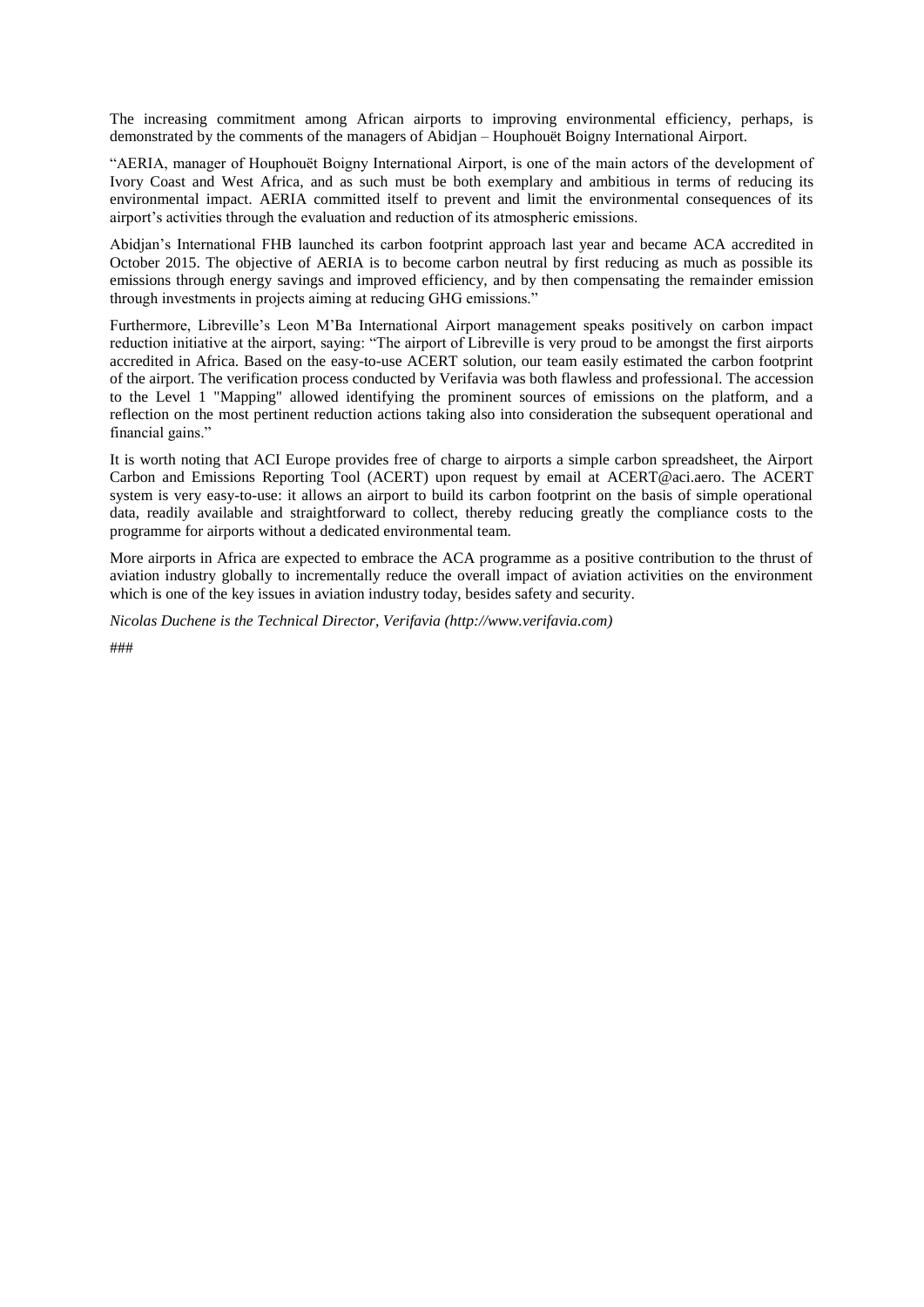The increasing commitment among African airports to improving environmental efficiency, perhaps, is demonstrated by the comments of the managers of Abidjan – Houphouët Boigny International Airport.

"AERIA, manager of Houphouët Boigny International Airport, is one of the main actors of the development of Ivory Coast and West Africa, and as such must be both exemplary and ambitious in terms of reducing its environmental impact. AERIA committed itself to prevent and limit the environmental consequences of its airport's activities through the evaluation and reduction of its atmospheric emissions.

Abidjan's International FHB launched its carbon footprint approach last year and became ACA accredited in October 2015. The objective of AERIA is to become carbon neutral by first reducing as much as possible its emissions through energy savings and improved efficiency, and by then compensating the remainder emission through investments in projects aiming at reducing GHG emissions."

Furthermore, Libreville's Leon M'Ba International Airport management speaks positively on carbon impact reduction initiative at the airport, saying: "The airport of Libreville is very proud to be amongst the first airports accredited in Africa. Based on the easy-to-use ACERT solution, our team easily estimated the carbon footprint of the airport. The verification process conducted by Verifavia was both flawless and professional. The accession to the Level 1 "Mapping" allowed identifying the prominent sources of emissions on the platform, and a reflection on the most pertinent reduction actions taking also into consideration the subsequent operational and financial gains."

It is worth noting that ACI Europe provides free of charge to airports a simple carbon spreadsheet, the Airport Carbon and Emissions Reporting Tool (ACERT) upon request by email at ACERT@aci.aero. The ACERT system is very easy-to-use: it allows an airport to build its carbon footprint on the basis of simple operational data, readily available and straightforward to collect, thereby reducing greatly the compliance costs to the programme for airports without a dedicated environmental team.

More airports in Africa are expected to embrace the ACA programme as a positive contribution to the thrust of aviation industry globally to incrementally reduce the overall impact of aviation activities on the environment which is one of the key issues in aviation industry today, besides safety and security.

*Nicolas Duchene is the Technical Director, Verifavia (http://www.verifavia.com)*

###